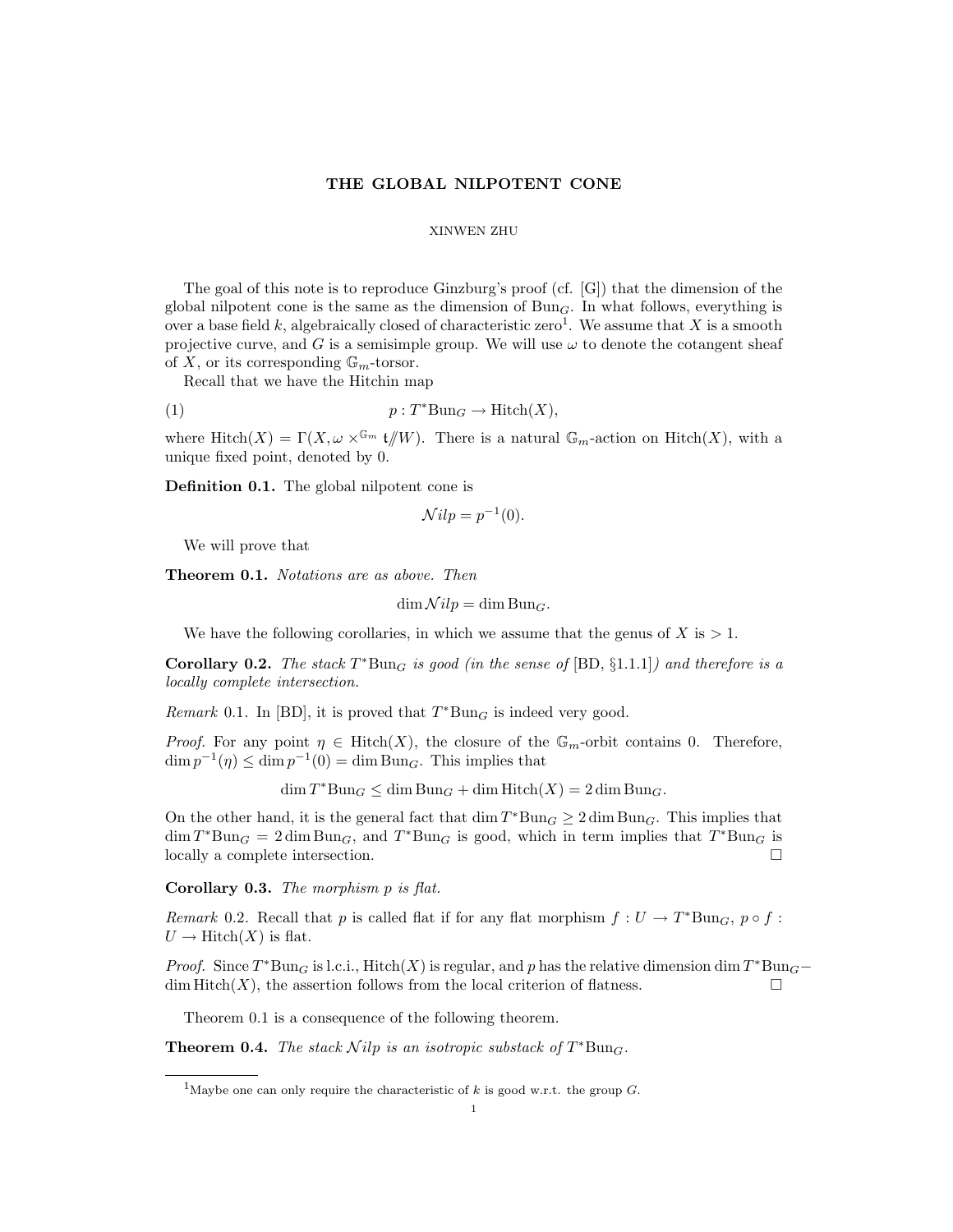# THE GLOBAL NILPOTENT CONE

XINWEN ZHU

The goal of this note is to reproduce Ginzburg's proof (cf. [G]) that the dimension of the global nilpotent cone is the same as the dimension of $\mathrm{Bun}_G$. In what follows, everything is over a base field $k$, algebraically closed of characteristic zero[1]. We assume that $X$ is a smooth projective curve, and $G$ is a semisimple group. We will use $\omega$ to denote the cotangent sheaf of $X$, or its corresponding $\mathbb{G}_m$-torsor.

Recall that we have the Hitchin map

$$p : T^*\mathrm{Bun}_G \to \mathrm{Hitch}(X), \tag{1}$$

where $\mathrm{Hitch}(X) = \Gamma(X, \omega \times^{\mathbb{G}_m} \mathfrak{t}/\!\!/W)$. There is a natural $\mathbb{G}_m$-action on $\mathrm{Hitch}(X)$, with a unique fixed point, denoted by 0.

**Definition 0.1.** The global nilpotent cone is

$$\mathcal{N}ilp = p^{-1}(0).$$

We will prove that

**Theorem 0.1.** *Notations are as above. Then*

$$\dim \mathcal{N}ilp = \dim \mathrm{Bun}_G.$$

We have the following corollaries, in which we assume that the genus of $X$ is $> 1$.

**Corollary 0.2.** *The stack $T^*\mathrm{Bun}_G$ is good (in the sense of* [BD, §1.1.1]*) and therefore is a locally complete intersection.*

*Remark* 0.1. In [BD], it is proved that $T^*\mathrm{Bun}_G$ is indeed very good.

*Proof.* For any point $\eta \in \mathrm{Hitch}(X)$, the closure of the $\mathbb{G}_m$-orbit contains 0. Therefore, $\dim p^{-1}(\eta) \leq \dim p^{-1}(0) = \dim \mathrm{Bun}_G$. This implies that

$$\dim T^*\mathrm{Bun}_G \leq \dim \mathrm{Bun}_G + \dim \mathrm{Hitch}(X) = 2 \dim \mathrm{Bun}_G.$$

On the other hand, it is the general fact that $\dim T^*\mathrm{Bun}_G \geq 2 \dim \mathrm{Bun}_G$. This implies that $\dim T^*\mathrm{Bun}_G = 2 \dim \mathrm{Bun}_G$, and $T^*\mathrm{Bun}_G$ is good, which in term implies that $T^*\mathrm{Bun}_G$ is locally a complete intersection. □

**Corollary 0.3.** *The morphism $p$ is flat.*

*Remark* 0.2. Recall that $p$ is called flat if for any flat morphism $f : U \to T^*\mathrm{Bun}_G$, $p \circ f : U \to \mathrm{Hitch}(X)$ is flat.

*Proof.* Since $T^*\mathrm{Bun}_G$ is l.c.i., $\mathrm{Hitch}(X)$ is regular, and $p$ has the relative dimension $\dim T^*\mathrm{Bun}_G - \dim \mathrm{Hitch}(X)$, the assertion follows from the local criterion of flatness. □

Theorem 0.1 is a consequence of the following theorem.

**Theorem 0.4.** *The stack $\mathcal{N}ilp$ is an isotropic substack of $T^*\mathrm{Bun}_G$.*

[1] Maybe one can only require the characteristic of $k$ is good w.r.t. the group $G$.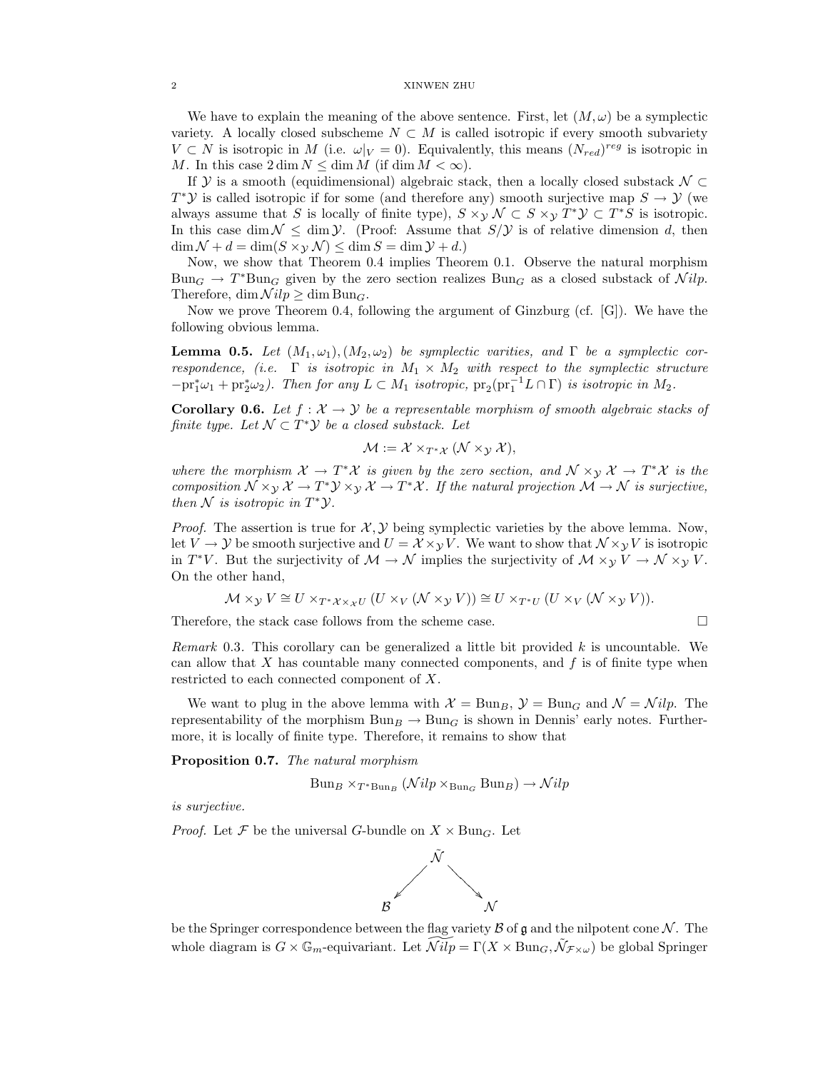We have to explain the meaning of the above sentence. First, let $(M,\omega)$ be a symplectic variety. A locally closed subscheme $N \subset M$ is called isotropic if every smooth subvariety $V \subset N$ is isotropic in $M$ (i.e. $\omega|_V = 0$). Equivalently, this means $(N_{red})^{reg}$ is isotropic in $M$. In this case $2\dim N \leq \dim M$ (if $\dim M < \infty$).

If $\mathcal{Y}$ is a smooth (equidimensional) algebraic stack, then a locally closed substack $\mathcal{N} \subset T^*\mathcal{Y}$ is called isotropic if for some (and therefore any) smooth surjective map $S \to \mathcal{Y}$ (we always assume that $S$ is locally of finite type), $S \times_{\mathcal{Y}} \mathcal{N} \subset S \times_{\mathcal{Y}} T^*\mathcal{Y} \subset T^*S$ is isotropic. In this case $\dim \mathcal{N} \leq \dim \mathcal{Y}$. (Proof: Assume that $S/\mathcal{Y}$ is of relative dimension $d$, then $\dim \mathcal{N} + d = \dim(S \times_{\mathcal{Y}} \mathcal{N}) \leq \dim S = \dim \mathcal{Y} + d$.)

Now, we show that Theorem 0.4 implies Theorem 0.1. Observe the natural morphism $\mathrm{Bun}_G \to T^*\mathrm{Bun}_G$ given by the zero section realizes $\mathrm{Bun}_G$ as a closed substack of $\mathcal{N}ilp$. Therefore, $\dim \mathcal{N}ilp \geq \dim \mathrm{Bun}_G$.

Now we prove Theorem 0.4, following the argument of Ginzburg (cf. [G]). We have the following obvious lemma.

**Lemma 0.5.** *Let $(M_1,\omega_1), (M_2,\omega_2)$ be symplectic varities, and $\Gamma$ be a symplectic correspondence, (i.e. $\Gamma$ is isotropic in $M_1 \times M_2$ with respect to the symplectic structure $-\mathrm{pr}_1^*\omega_1 + \mathrm{pr}_2^*\omega_2$). Then for any $L \subset M_1$ isotropic, $\mathrm{pr}_2(\mathrm{pr}_1^{-1}L \cap \Gamma)$ is isotropic in $M_2$.*

**Corollary 0.6.** *Let $f: \mathcal{X} \to \mathcal{Y}$ be a representable morphism of smooth algebraic stacks of finite type. Let $\mathcal{N} \subset T^*\mathcal{Y}$ be a closed substack. Let*

$$\mathcal{M} := \mathcal{X} \times_{T^*\mathcal{X}} (\mathcal{N} \times_{\mathcal{Y}} \mathcal{X}),$$

*where the morphism $\mathcal{X} \to T^*\mathcal{X}$ is given by the zero section, and $\mathcal{N} \times_{\mathcal{Y}} \mathcal{X} \to T^*\mathcal{X}$ is the composition $\mathcal{N} \times_{\mathcal{Y}} \mathcal{X} \to T^*\mathcal{Y} \times_{\mathcal{Y}} \mathcal{X} \to T^*\mathcal{X}$. If the natural projection $\mathcal{M} \to \mathcal{N}$ is surjective, then $\mathcal{N}$ is isotropic in $T^*\mathcal{Y}$.*

*Proof.* The assertion is true for $\mathcal{X}, \mathcal{Y}$ being symplectic varieties by the above lemma. Now, let $V \to \mathcal{Y}$ be smooth surjective and $U = \mathcal{X} \times_{\mathcal{Y}} V$. We want to show that $\mathcal{N} \times_{\mathcal{Y}} V$ is isotropic in $T^*V$. But the surjectivity of $\mathcal{M} \to \mathcal{N}$ implies the surjectivity of $\mathcal{M} \times_{\mathcal{Y}} V \to \mathcal{N} \times_{\mathcal{Y}} V$. On the other hand,

$$\mathcal{M} \times_{\mathcal{Y}} V \cong U \times_{T^*\mathcal{X} \times_{\mathcal{X}} U} (U \times_V (\mathcal{N} \times_{\mathcal{Y}} V)) \cong U \times_{T^*U} (U \times_V (\mathcal{N} \times_{\mathcal{Y}} V)).$$

Therefore, the stack case follows from the scheme case. $\square$

*Remark* 0.3. This corollary can be generalized a little bit provided $k$ is uncountable. We can allow that $X$ has countable many connected components, and $f$ is of finite type when restricted to each connected component of $X$.

We want to plug in the above lemma with $\mathcal{X} = \mathrm{Bun}_B$, $\mathcal{Y} = \mathrm{Bun}_G$ and $\mathcal{N} = \mathcal{N}ilp$. The representability of the morphism $\mathrm{Bun}_B \to \mathrm{Bun}_G$ is shown in Dennis' early notes. Furthermore, it is locally of finite type. Therefore, it remains to show that

**Proposition 0.7.** *The natural morphism*

$$\mathrm{Bun}_B \times_{T^*\mathrm{Bun}_B} (\mathcal{N}ilp \times_{\mathrm{Bun}_G} \mathrm{Bun}_B) \to \mathcal{N}ilp$$

*is surjective.*

*Proof.* Let $\mathcal{F}$ be the universal $G$-bundle on $X \times \mathrm{Bun}_G$. Let

$$\mathcal{B} \longleftarrow \tilde{\mathcal{N}} \longrightarrow \mathcal{N}$$

be the Springer correspondence between the flag variety $\mathcal{B}$ of $\mathfrak{g}$ and the nilpotent cone $\mathcal{N}$. The whole diagram is $G \times \mathbb{G}_m$-equivariant. Let $\widetilde{\mathcal{N}ilp} = \Gamma(X \times \mathrm{Bun}_G, \tilde{\mathcal{N}}_{\mathcal{F} \times \omega})$ be global Springer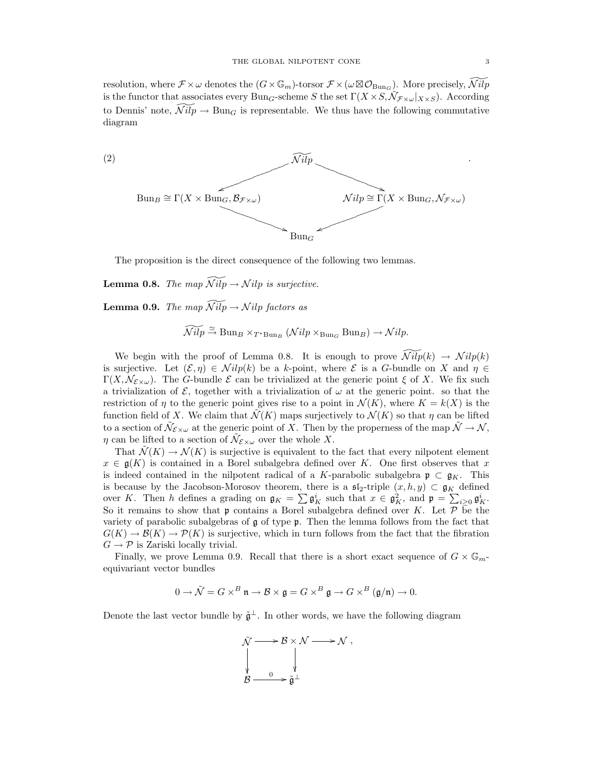resolution, where $\mathcal{F}\times\omega$ denotes the $(G\times\mathbb{G}_m)$-torsor $\mathcal{F}\times(\omega\boxtimes\mathcal{O}_{\mathrm{Bun}_G})$. More precisely, $\widetilde{\mathcal{N}ilp}$ is the functor that associates every $\mathrm{Bun}_G$-scheme $S$ the set $\Gamma(X\times S,\tilde{\mathcal{N}}_{\mathcal{F}\times\omega}|_{X\times S})$. According to Dennis' note, $\widetilde{\mathcal{N}ilp}\to\mathrm{Bun}_G$ is representable. We thus have the following commutative diagram

$$
(2)\qquad
\begin{array}{ccccc}
 & & \widetilde{\mathcal{N}ilp} & & \\
 & \swarrow & & \searrow & \\
\mathrm{Bun}_B\cong\Gamma(X\times\mathrm{Bun}_G,\mathcal{B}_{\mathcal{F}\times\omega}) & & & & \mathcal{N}ilp\cong\Gamma(X\times\mathrm{Bun}_G,\mathcal{N}_{\mathcal{F}\times\omega}) \\
 & \searrow & & \swarrow & \\
 & & \mathrm{Bun}_G & &
\end{array}
$$

The proposition is the direct consequence of the following two lemmas.

**Lemma 0.8.** *The map $\widetilde{\mathcal{N}ilp}\to\mathcal{N}ilp$ is surjective.*

**Lemma 0.9.** *The map $\widetilde{\mathcal{N}ilp}\to\mathcal{N}ilp$ factors as*

$$\widetilde{\mathcal{N}ilp}\xrightarrow{\cong}\mathrm{Bun}_B\times_{T^*\mathrm{Bun}_B}(\mathcal{N}ilp\times_{\mathrm{Bun}_G}\mathrm{Bun}_B)\to\mathcal{N}ilp.$$

We begin with the proof of Lemma 0.8. It is enough to prove $\widetilde{\mathcal{N}ilp}(k)\to\mathcal{N}ilp(k)$ is surjective. Let $(\mathcal{E},\eta)\in\mathcal{N}ilp(k)$ be a $k$-point, where $\mathcal{E}$ is a $G$-bundle on $X$ and $\eta\in\Gamma(X,\mathcal{N}_{\mathcal{E}\times\omega})$. The $G$-bundle $\mathcal{E}$ can be trivialized at the generic point $\xi$ of $X$. We fix such a trivialization of $\mathcal{E}$, together with a trivialization of $\omega$ at the generic point. so that the restriction of $\eta$ to the generic point gives rise to a point in $\mathcal{N}(K)$, where $K=k(X)$ is the function field of $X$. We claim that $\tilde{\mathcal{N}}(K)$ maps surjectively to $\mathcal{N}(K)$ so that $\eta$ can be lifted to a section of $\tilde{\mathcal{N}}_{\mathcal{E}\times\omega}$ at the generic point of $X$. Then by the properness of the map $\tilde{\mathcal{N}}\to\mathcal{N}$, $\eta$ can be lifted to a section of $\tilde{\mathcal{N}}_{\mathcal{E}\times\omega}$ over the whole $X$.

That $\tilde{\mathcal{N}}(K)\to\mathcal{N}(K)$ is surjective is equivalent to the fact that every nilpotent element $x\in\mathfrak{g}(K)$ is contained in a Borel subalgebra defined over $K$. One first observes that $x$ is indeed contained in the nilpotent radical of a $K$-parabolic subalgebra $\mathfrak{p}\subset\mathfrak{g}_K$. This is because by the Jacobson-Morosov theorem, there is a $\mathfrak{sl}_2$-triple $(x,h,y)\subset\mathfrak{g}_K$ defined over $K$. Then $h$ defines a grading on $\mathfrak{g}_K=\sum\mathfrak{g}_K^i$ such that $x\in\mathfrak{g}_K^2$, and $\mathfrak{p}=\sum_{i\geq 0}\mathfrak{g}_K^i$. So it remains to show that $\mathfrak{p}$ contains a Borel subalgebra defined over $K$. Let $\mathcal{P}$ be the variety of parabolic subalgebras of $\mathfrak{g}$ of type $\mathfrak{p}$. Then the lemma follows from the fact that $G(K)\to\mathcal{B}(K)\to\mathcal{P}(K)$ is surjective, which in turn follows from the fact that the fibration $G\to\mathcal{P}$ is Zariski locally trivial.

Finally, we prove Lemma 0.9. Recall that there is a short exact sequence of $G\times\mathbb{G}_m$-equivariant vector bundles

$$0\to\tilde{\mathcal{N}}=G\times^B\mathfrak{n}\to\mathcal{B}\times\mathfrak{g}=G\times^B\mathfrak{g}\to G\times^B(\mathfrak{g}/\mathfrak{n})\to 0.$$

Denote the last vector bundle by $\tilde{\mathfrak{g}}^\perp$. In other words, we have the following diagram

$$
\begin{array}{ccccc}
\tilde{\mathcal{N}} & \longrightarrow & \mathcal{B}\times\mathcal{N} & \longrightarrow & \mathcal{N}\ , \\
\downarrow & & \downarrow & & \\
\mathcal{B} & \xrightarrow{\ 0\ } & \tilde{\mathfrak{g}}^\perp & &
\end{array}
$$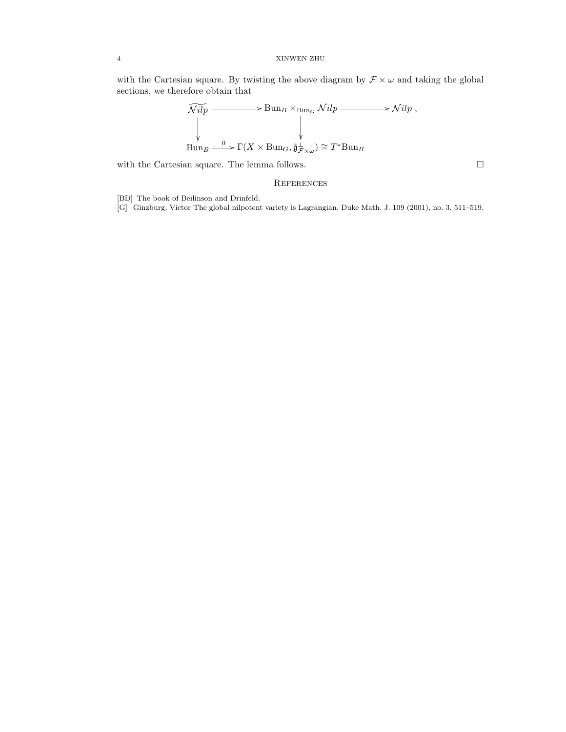with the Cartesian square. By twisting the above diagram by $\mathcal{F} \times \omega$ and taking the global sections, we therefore obtain that

$$\begin{array}{ccccc}
\widetilde{\mathcal{N}ilp} & \longrightarrow & \mathrm{Bun}_B \times_{\mathrm{Bun}_G} \mathcal{N}ilp & \longrightarrow & \mathcal{N}ilp\ , \\
\downarrow & & \downarrow & & \\
\mathrm{Bun}_B & \xrightarrow{0} & \Gamma(X \times \mathrm{Bun}_G, \tilde{\mathfrak{g}}^{\perp}_{\mathcal{F}\times\omega}) \cong T^*\mathrm{Bun}_B & &
\end{array}$$

with the Cartesian square. The lemma follows. □

## References

[BD] The book of Beilinson and Drinfeld.

[G] Ginzburg, Victor The global nilpotent variety is Lagrangian. Duke Math. J. 109 (2001), no. 3, 511–519.